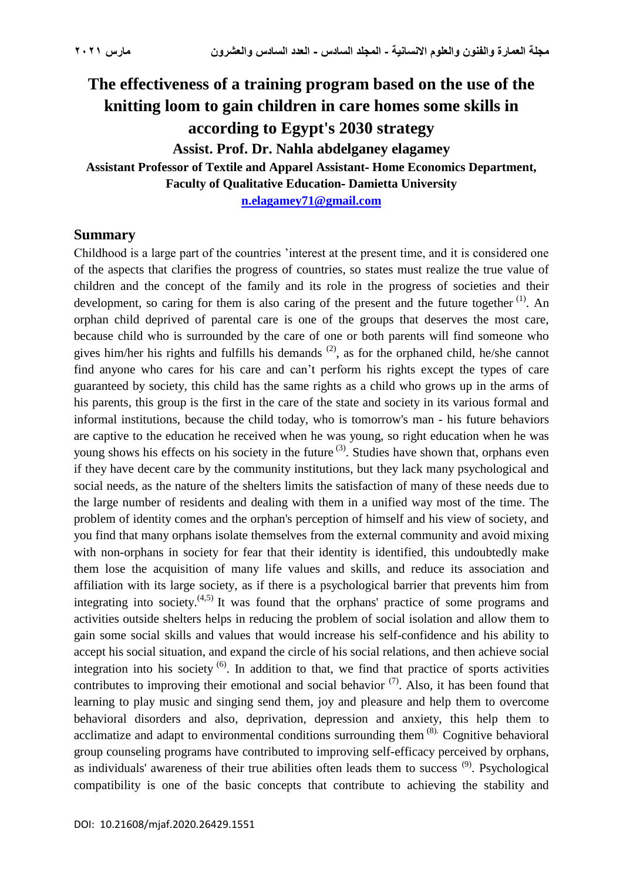# The effectiveness of a training program based on the use of the knitting loom to gain children in care homes some skills in according to Egypt's 2030 strategy

**Assist. Prof. Dr. Nahla abdelganey elagamey**

**Assistant Professor of Textile and Apparel Assistant- Home Economics Department, Faculty of Qualitative Education- Damietta University**

**n.elagamey71@gmail.com**

## Summary

Childhood is a large part of the countries 'interest at the present time, and it is considered one of the aspects that clarifies the progress of countries, so states must realize the true value of children and the concept of the family and its role in the progress of societies and their development, so caring for them is also caring of the present and the future together [1]. An orphan child deprived of parental care is one of the groups that deserves the most care, because child who is surrounded by the care of one or both parents will find someone who gives him/her his rights and fulfills his demands [2], as for the orphaned child, he/she cannot find anyone who cares for his care and can't perform his rights except the types of care guaranteed by society, this child has the same rights as a child who grows up in the arms of his parents, this group is the first in the care of the state and society in its various formal and informal institutions, because the child today, who is tomorrow's man - his future behaviors are captive to the education he received when he was young, so right education when he was young shows his effects on his society in the future [3]. Studies have shown that, orphans even if they have decent care by the community institutions, but they lack many psychological and social needs, as the nature of the shelters limits the satisfaction of many of these needs due to the large number of residents and dealing with them in a unified way most of the time. The problem of identity comes and the orphan's perception of himself and his view of society, and you find that many orphans isolate themselves from the external community and avoid mixing with non-orphans in society for fear that their identity is identified, this undoubtedly make them lose the acquisition of many life values and skills, and reduce its association and affiliation with its large society, as if there is a psychological barrier that prevents him from integrating into society.[4,5] It was found that the orphans' practice of some programs and activities outside shelters helps in reducing the problem of social isolation and allow them to gain some social skills and values that would increase his self-confidence and his ability to accept his social situation, and expand the circle of his social relations, and then achieve social integration into his society [6]. In addition to that, we find that practice of sports activities contributes to improving their emotional and social behavior [7]. Also, it has been found that learning to play music and singing send them, joy and pleasure and help them to overcome behavioral disorders and also, deprivation, depression and anxiety, this help them to acclimatize and adapt to environmental conditions surrounding them [8]. Cognitive behavioral group counseling programs have contributed to improving self-efficacy perceived by orphans, as individuals' awareness of their true abilities often leads them to success [9]. Psychological compatibility is one of the basic concepts that contribute to achieving the stability and

DOI: 10.21608/mjaf.2020.26429.1551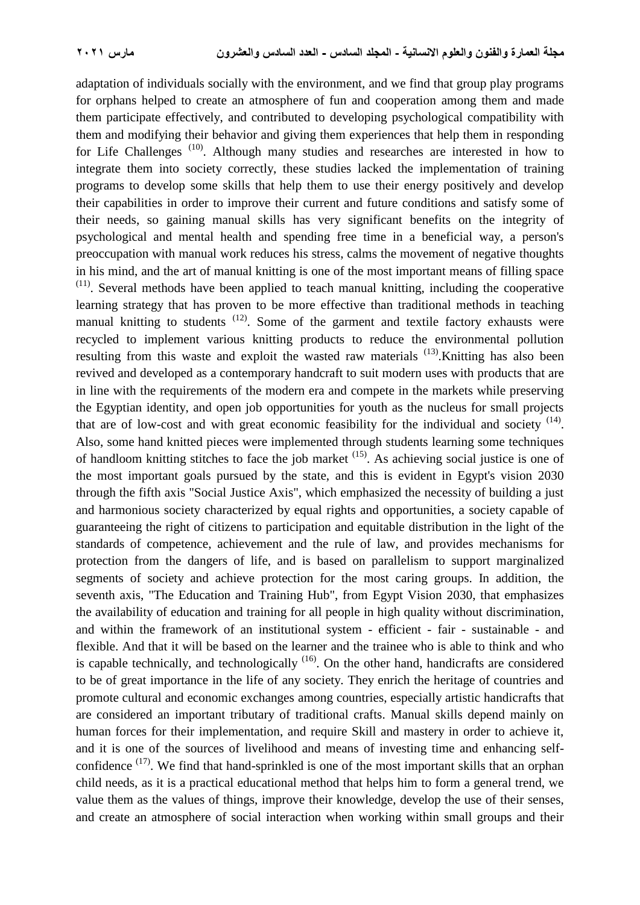adaptation of individuals socially with the environment, and we find that group play programs for orphans helped to create an atmosphere of fun and cooperation among them and made them participate effectively, and contributed to developing psychological compatibility with them and modifying their behavior and giving them experiences that help them in responding for Life Challenges (10). Although many studies and researches are interested in how to integrate them into society correctly, these studies lacked the implementation of training programs to develop some skills that help them to use their energy positively and develop their capabilities in order to improve their current and future conditions and satisfy some of their needs, so gaining manual skills has very significant benefits on the integrity of psychological and mental health and spending free time in a beneficial way, a person's preoccupation with manual work reduces his stress, calms the movement of negative thoughts in his mind, and the art of manual knitting is one of the most important means of filling space (11). Several methods have been applied to teach manual knitting, including the cooperative learning strategy that has proven to be more effective than traditional methods in teaching manual knitting to students (12). Some of the garment and textile factory exhausts were recycled to implement various knitting products to reduce the environmental pollution resulting from this waste and exploit the wasted raw materials (13).Knitting has also been revived and developed as a contemporary handcraft to suit modern uses with products that are in line with the requirements of the modern era and compete in the markets while preserving the Egyptian identity, and open job opportunities for youth as the nucleus for small projects that are of low-cost and with great economic feasibility for the individual and society (14). Also, some hand knitted pieces were implemented through students learning some techniques of handloom knitting stitches to face the job market (15). As achieving social justice is one of the most important goals pursued by the state, and this is evident in Egypt's vision 2030 through the fifth axis "Social Justice Axis", which emphasized the necessity of building a just and harmonious society characterized by equal rights and opportunities, a society capable of guaranteeing the right of citizens to participation and equitable distribution in the light of the standards of competence, achievement and the rule of law, and provides mechanisms for protection from the dangers of life, and is based on parallelism to support marginalized segments of society and achieve protection for the most caring groups. In addition, the seventh axis, "The Education and Training Hub", from Egypt Vision 2030, that emphasizes the availability of education and training for all people in high quality without discrimination, and within the framework of an institutional system - efficient - fair - sustainable - and flexible. And that it will be based on the learner and the trainee who is able to think and who is capable technically, and technologically (16). On the other hand, handicrafts are considered to be of great importance in the life of any society. They enrich the heritage of countries and promote cultural and economic exchanges among countries, especially artistic handicrafts that are considered an important tributary of traditional crafts. Manual skills depend mainly on human forces for their implementation, and require Skill and mastery in order to achieve it, and it is one of the sources of livelihood and means of investing time and enhancing self-confidence (17). We find that hand-sprinkled is one of the most important skills that an orphan child needs, as it is a practical educational method that helps him to form a general trend, we value them as the values of things, improve their knowledge, develop the use of their senses, and create an atmosphere of social interaction when working within small groups and their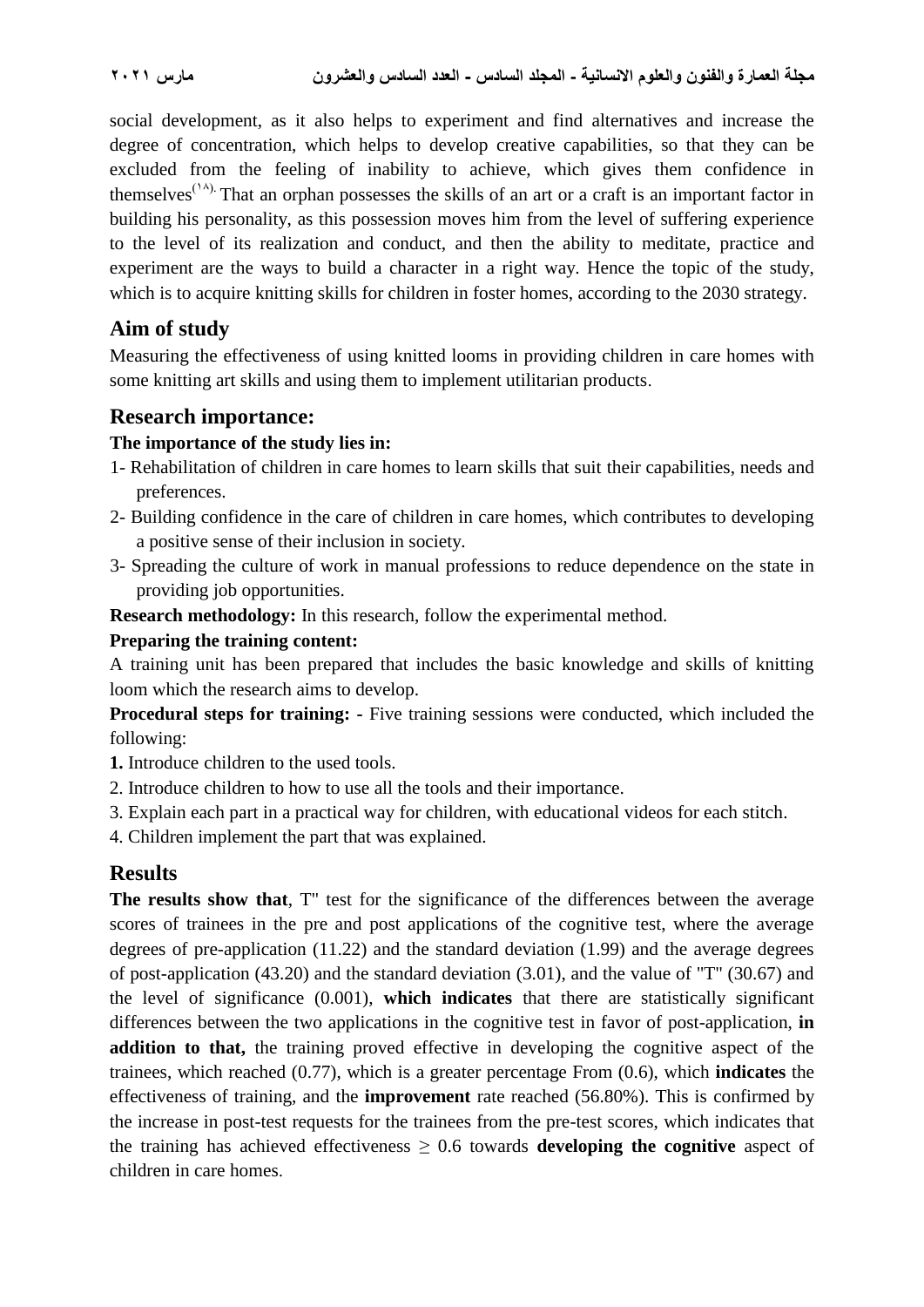social development, as it also helps to experiment and find alternatives and increase the degree of concentration, which helps to develop creative capabilities, so that they can be excluded from the feeling of inability to achieve, which gives them confidence in themselves[١٨]. That an orphan possesses the skills of an art or a craft is an important factor in building his personality, as this possession moves him from the level of suffering experience to the level of its realization and conduct, and then the ability to meditate, practice and experiment are the ways to build a character in a right way. Hence the topic of the study, which is to acquire knitting skills for children in foster homes, according to the 2030 strategy.

## Aim of study

Measuring the effectiveness of using knitted looms in providing children in care homes with some knitting art skills and using them to implement utilitarian products.

## Research importance:

**The importance of the study lies in:**

1- Rehabilitation of children in care homes to learn skills that suit their capabilities, needs and preferences.

2- Building confidence in the care of children in care homes, which contributes to developing a positive sense of their inclusion in society.

3- Spreading the culture of work in manual professions to reduce dependence on the state in providing job opportunities.

**Research methodology:** In this research, follow the experimental method.

**Preparing the training content:**

A training unit has been prepared that includes the basic knowledge and skills of knitting loom which the research aims to develop.

**Procedural steps for training: -** Five training sessions were conducted, which included the following:

**1.** Introduce children to the used tools.

2. Introduce children to how to use all the tools and their importance.

3. Explain each part in a practical way for children, with educational videos for each stitch.

4. Children implement the part that was explained.

## Results

**The results show that**, T" test for the significance of the differences between the average scores of trainees in the pre and post applications of the cognitive test, where the average degrees of pre-application (11.22) and the standard deviation (1.99) and the average degrees of post-application (43.20) and the standard deviation (3.01), and the value of "T" (30.67) and the level of significance (0.001), **which indicates** that there are statistically significant differences between the two applications in the cognitive test in favor of post-application, **in addition to that,** the training proved effective in developing the cognitive aspect of the trainees, which reached (0.77), which is a greater percentage From (0.6), which **indicates** the effectiveness of training, and the **improvement** rate reached (56.80%). This is confirmed by the increase in post-test requests for the trainees from the pre-test scores, which indicates that the training has achieved effectiveness $\geq$ 0.6 towards **developing the cognitive** aspect of children in care homes.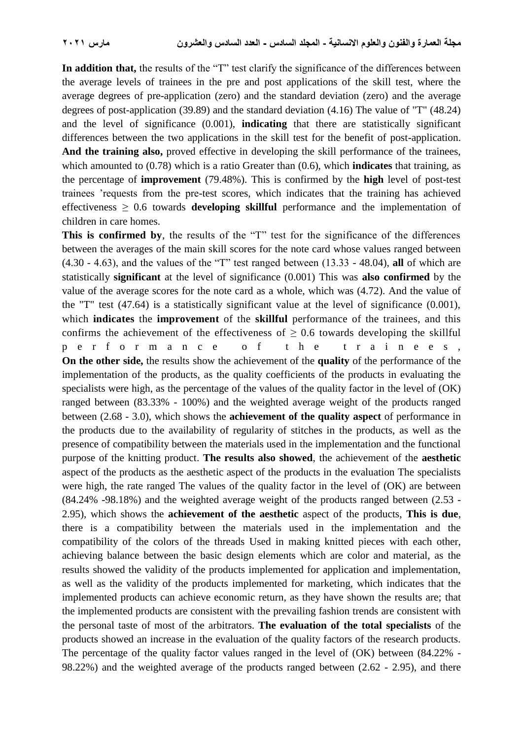**In addition that,** the results of the "T" test clarify the significance of the differences between the average levels of trainees in the pre and post applications of the skill test, where the average degrees of pre-application (zero) and the standard deviation (zero) and the average degrees of post-application (39.89) and the standard deviation (4.16) The value of "T" (48.24) and the level of significance (0.001), **indicating** that there are statistically significant differences between the two applications in the skill test for the benefit of post-application. **And the training also,** proved effective in developing the skill performance of the trainees, which amounted to (0.78) which is a ratio Greater than (0.6), which **indicates** that training, as the percentage of **improvement** (79.48%). This is confirmed by the **high** level of post-test trainees 'requests from the pre-test scores, which indicates that the training has achieved effectiveness ≥ 0.6 towards **developing skillful** performance and the implementation of children in care homes.

**This is confirmed by**, the results of the "T" test for the significance of the differences between the averages of the main skill scores for the note card whose values ranged between (4.30 - 4.63), and the values of the "T" test ranged between (13.33 - 48.04), **all** of which are statistically **significant** at the level of significance (0.001) This was **also confirmed** by the value of the average scores for the note card as a whole, which was (4.72). And the value of the "T" test (47.64) is a statistically significant value at the level of significance (0.001), which **indicates** the **improvement** of the **skillful** performance of the trainees, and this confirms the achievement of the effectiveness of ≥ 0.6 towards developing the skillful performance of the trainees,

**On the other side,** the results show the achievement of the **quality** of the performance of the implementation of the products, as the quality coefficients of the products in evaluating the specialists were high, as the percentage of the values of the quality factor in the level of (OK) ranged between (83.33% - 100%) and the weighted average weight of the products ranged between (2.68 - 3.0), which shows the **achievement of the quality aspect** of performance in the products due to the availability of regularity of stitches in the products, as well as the presence of compatibility between the materials used in the implementation and the functional purpose of the knitting product. **The results also showed**, the achievement of the **aesthetic** aspect of the products as the aesthetic aspect of the products in the evaluation The specialists were high, the rate ranged The values of the quality factor in the level of (OK) are between (84.24% -98.18%) and the weighted average weight of the products ranged between (2.53 - 2.95), which shows the **achievement of the aesthetic** aspect of the products, **This is due**, there is a compatibility between the materials used in the implementation and the compatibility of the colors of the threads Used in making knitted pieces with each other, achieving balance between the basic design elements which are color and material, as the results showed the validity of the products implemented for application and implementation, as well as the validity of the products implemented for marketing, which indicates that the implemented products can achieve economic return, as they have shown the results are; that the implemented products are consistent with the prevailing fashion trends are consistent with the personal taste of most of the arbitrators. **The evaluation of the total specialists** of the products showed an increase in the evaluation of the quality factors of the research products. The percentage of the quality factor values ranged in the level of (OK) between (84.22% - 98.22%) and the weighted average of the products ranged between (2.62 - 2.95), and there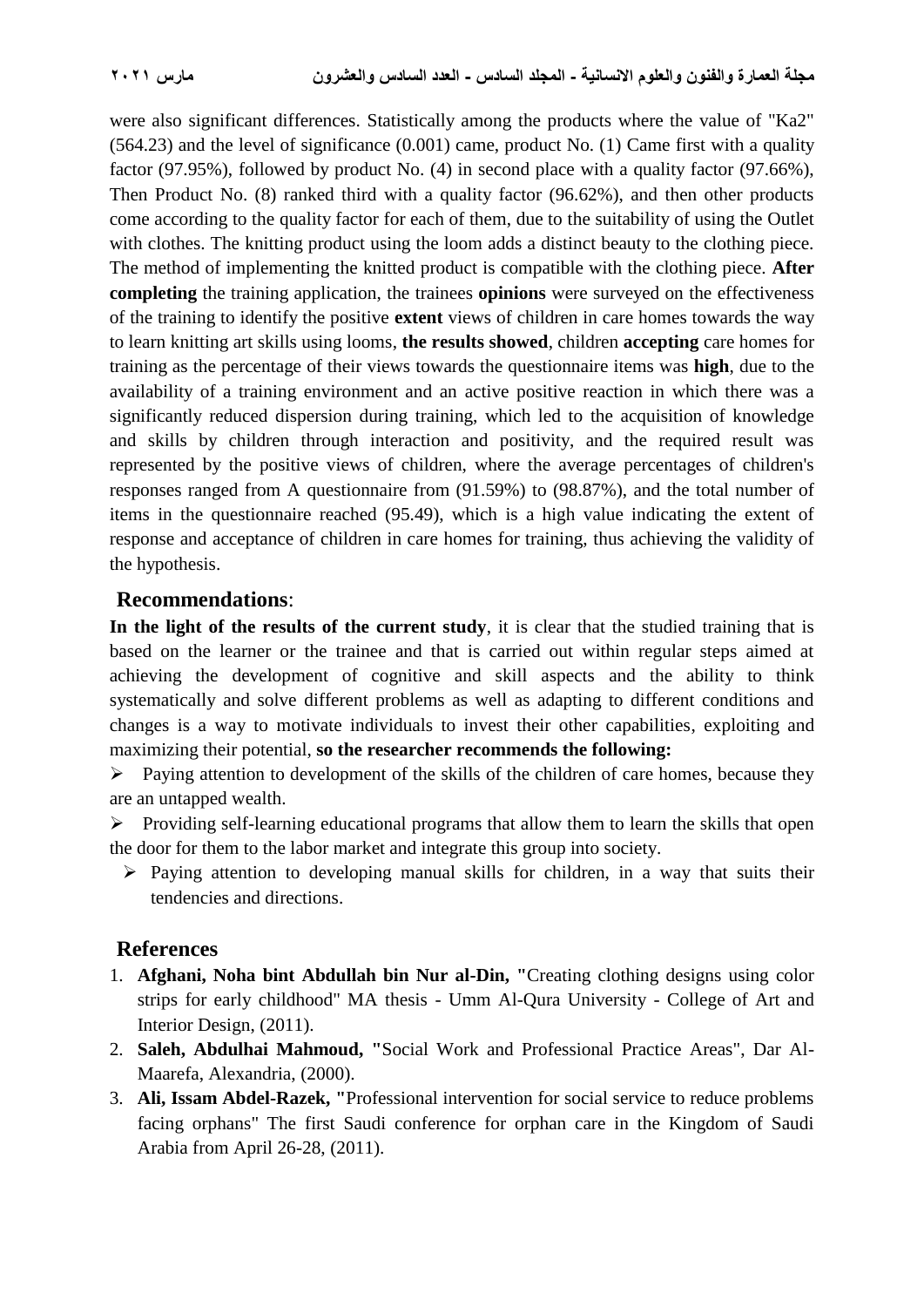were also significant differences. Statistically among the products where the value of "Ka2" (564.23) and the level of significance (0.001) came, product No. (1) Came first with a quality factor (97.95%), followed by product No. (4) in second place with a quality factor (97.66%), Then Product No. (8) ranked third with a quality factor (96.62%), and then other products come according to the quality factor for each of them, due to the suitability of using the Outlet with clothes. The knitting product using the loom adds a distinct beauty to the clothing piece. The method of implementing the knitted product is compatible with the clothing piece. **After completing** the training application, the trainees **opinions** were surveyed on the effectiveness of the training to identify the positive **extent** views of children in care homes towards the way to learn knitting art skills using looms, **the results showed**, children **accepting** care homes for training as the percentage of their views towards the questionnaire items was **high**, due to the availability of a training environment and an active positive reaction in which there was a significantly reduced dispersion during training, which led to the acquisition of knowledge and skills by children through interaction and positivity, and the required result was represented by the positive views of children, where the average percentages of children's responses ranged from A questionnaire from (91.59%) to (98.87%), and the total number of items in the questionnaire reached (95.49), which is a high value indicating the extent of response and acceptance of children in care homes for training, thus achieving the validity of the hypothesis.

## Recommendations:

**In the light of the results of the current study**, it is clear that the studied training that is based on the learner or the trainee and that is carried out within regular steps aimed at achieving the development of cognitive and skill aspects and the ability to think systematically and solve different problems as well as adapting to different conditions and changes is a way to motivate individuals to invest their other capabilities, exploiting and maximizing their potential, **so the researcher recommends the following:**

- Paying attention to development of the skills of the children of care homes, because they are an untapped wealth.
- Providing self-learning educational programs that allow them to learn the skills that open the door for them to the labor market and integrate this group into society.
- Paying attention to developing manual skills for children, in a way that suits their tendencies and directions.

## References

1. **Afghani, Noha bint Abdullah bin Nur al-Din, "**Creating clothing designs using color strips for early childhood" MA thesis - Umm Al-Qura University - College of Art and Interior Design, (2011).
2. **Saleh, Abdulhai Mahmoud, "**Social Work and Professional Practice Areas", Dar Al-Maarefa, Alexandria, (2000).
3. **Ali, Issam Abdel-Razek, "**Professional intervention for social service to reduce problems facing orphans" The first Saudi conference for orphan care in the Kingdom of Saudi Arabia from April 26-28, (2011).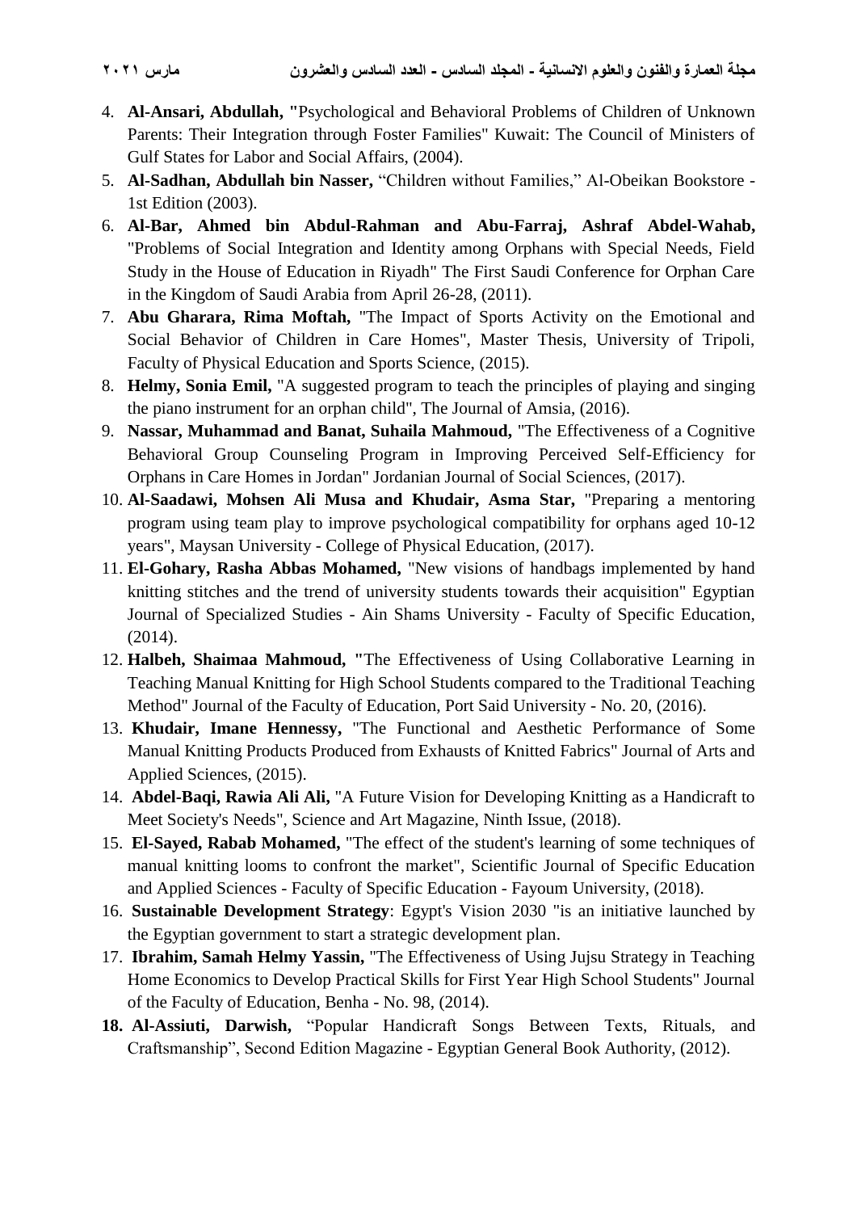4. **Al-Ansari, Abdullah, "**Psychological and Behavioral Problems of Children of Unknown Parents: Their Integration through Foster Families" Kuwait: The Council of Ministers of Gulf States for Labor and Social Affairs, (2004).
5. **Al-Sadhan, Abdullah bin Nasser,** “Children without Families,” Al-Obeikan Bookstore - 1st Edition (2003).
6. **Al-Bar, Ahmed bin Abdul-Rahman and Abu-Farraj, Ashraf Abdel-Wahab,** "Problems of Social Integration and Identity among Orphans with Special Needs, Field Study in the House of Education in Riyadh" The First Saudi Conference for Orphan Care in the Kingdom of Saudi Arabia from April 26-28, (2011).
7. **Abu Gharara, Rima Moftah,** "The Impact of Sports Activity on the Emotional and Social Behavior of Children in Care Homes", Master Thesis, University of Tripoli, Faculty of Physical Education and Sports Science, (2015).
8. **Helmy, Sonia Emil,** "A suggested program to teach the principles of playing and singing the piano instrument for an orphan child", The Journal of Amsia, (2016).
9. **Nassar, Muhammad and Banat, Suhaila Mahmoud,** "The Effectiveness of a Cognitive Behavioral Group Counseling Program in Improving Perceived Self-Efficiency for Orphans in Care Homes in Jordan" Jordanian Journal of Social Sciences, (2017).
10. **Al-Saadawi, Mohsen Ali Musa and Khudair, Asma Star,** "Preparing a mentoring program using team play to improve psychological compatibility for orphans aged 10-12 years", Maysan University - College of Physical Education, (2017).
11. **El-Gohary, Rasha Abbas Mohamed,** "New visions of handbags implemented by hand knitting stitches and the trend of university students towards their acquisition" Egyptian Journal of Specialized Studies - Ain Shams University - Faculty of Specific Education, (2014).
12. **Halbeh, Shaimaa Mahmoud, "**The Effectiveness of Using Collaborative Learning in Teaching Manual Knitting for High School Students compared to the Traditional Teaching Method" Journal of the Faculty of Education, Port Said University - No. 20, (2016).
13. **Khudair, Imane Hennessy,** "The Functional and Aesthetic Performance of Some Manual Knitting Products Produced from Exhausts of Knitted Fabrics" Journal of Arts and Applied Sciences, (2015).
14. **Abdel-Baqi, Rawia Ali Ali,** "A Future Vision for Developing Knitting as a Handicraft to Meet Society's Needs", Science and Art Magazine, Ninth Issue, (2018).
15. **El-Sayed, Rabab Mohamed,** "The effect of the student's learning of some techniques of manual knitting looms to confront the market", Scientific Journal of Specific Education and Applied Sciences - Faculty of Specific Education - Fayoum University, (2018).
16. **Sustainable Development Strategy**: Egypt's Vision 2030 "is an initiative launched by the Egyptian government to start a strategic development plan.
17. **Ibrahim, Samah Helmy Yassin,** "The Effectiveness of Using Jujsu Strategy in Teaching Home Economics to Develop Practical Skills for First Year High School Students" Journal of the Faculty of Education, Benha - No. 98, (2014).
18. **Al-Assiuti, Darwish,** “Popular Handicraft Songs Between Texts, Rituals, and Craftsmanship”, Second Edition Magazine - Egyptian General Book Authority, (2012).